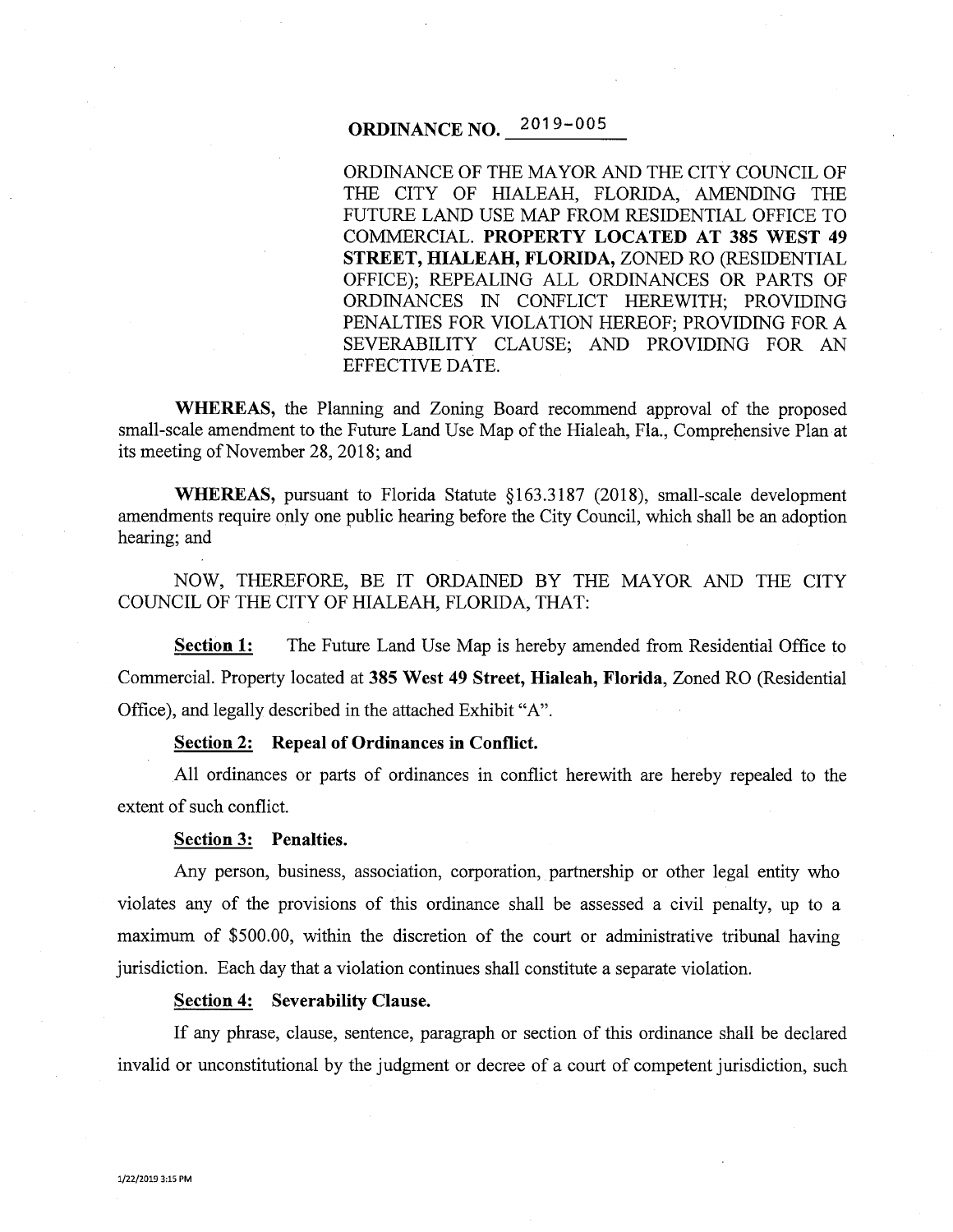# ORDINANCE NO. 2019-005

ORDINANCE OF THE MAYOR AND THE CITY COUNCIL OF THE CITY OF HIALEAH, FLORIDA, AMENDING THE FUTURE LAND USE MAP FROM RESIDENTIAL OFFICE TO COMMERCIAL. **PROPERTY LOCATED AT 385 WEST 49 STREET, HIALEAH, FLORIDA,** ZONED RO (RESIDENTIAL OFFICE); REPEALING ALL ORDINANCES OR PARTS OF ORDINANCES IN CONFLICT HEREWITH; PROVIDING PENALTIES FOR VIOLATION HEREOF; PROVIDING FOR A SEVERABILITY CLAUSE; AND PROVIDING FOR AN EFFECTIVE DATE.

**WHEREAS,** the Planning and Zoning Board recommend approval of the proposed small-scale amendment to the Future Land Use Map of the Hialeah, Fla., Comprehensive Plan at its meeting of November 28, 2018; and

**WHEREAS,** pursuant to Florida Statute §163.3187 (2018), small-scale development amendments require only one public hearing before the City Council, which shall be an adoption hearing; and

NOW, THEREFORE, BE IT ORDAINED BY THE MAYOR AND THE CITY COUNCIL OF THE CITY OF HIALEAH, FLORIDA, THAT:

**Section 1:** The Future Land Use Map is hereby amended from Residential Office to Commercial. Property located at **385 West 49 Street, Hialeah, Florida**, Zoned RO (Residential Office), and legally described in the attached Exhibit "A".

**Section 2: Repeal of Ordinances in Conflict.**

All ordinances or parts of ordinances in conflict herewith are hereby repealed to the extent of such conflict.

**Section 3: Penalties.**

Any person, business, association, corporation, partnership or other legal entity who violates any of the provisions of this ordinance shall be assessed a civil penalty, up to a maximum of $500.00, within the discretion of the court or administrative tribunal having jurisdiction. Each day that a violation continues shall constitute a separate violation.

**Section 4: Severability Clause.**

If any phrase, clause, sentence, paragraph or section of this ordinance shall be declared invalid or unconstitutional by the judgment or decree of a court of competent jurisdiction, such

1/22/2019 3:15 PM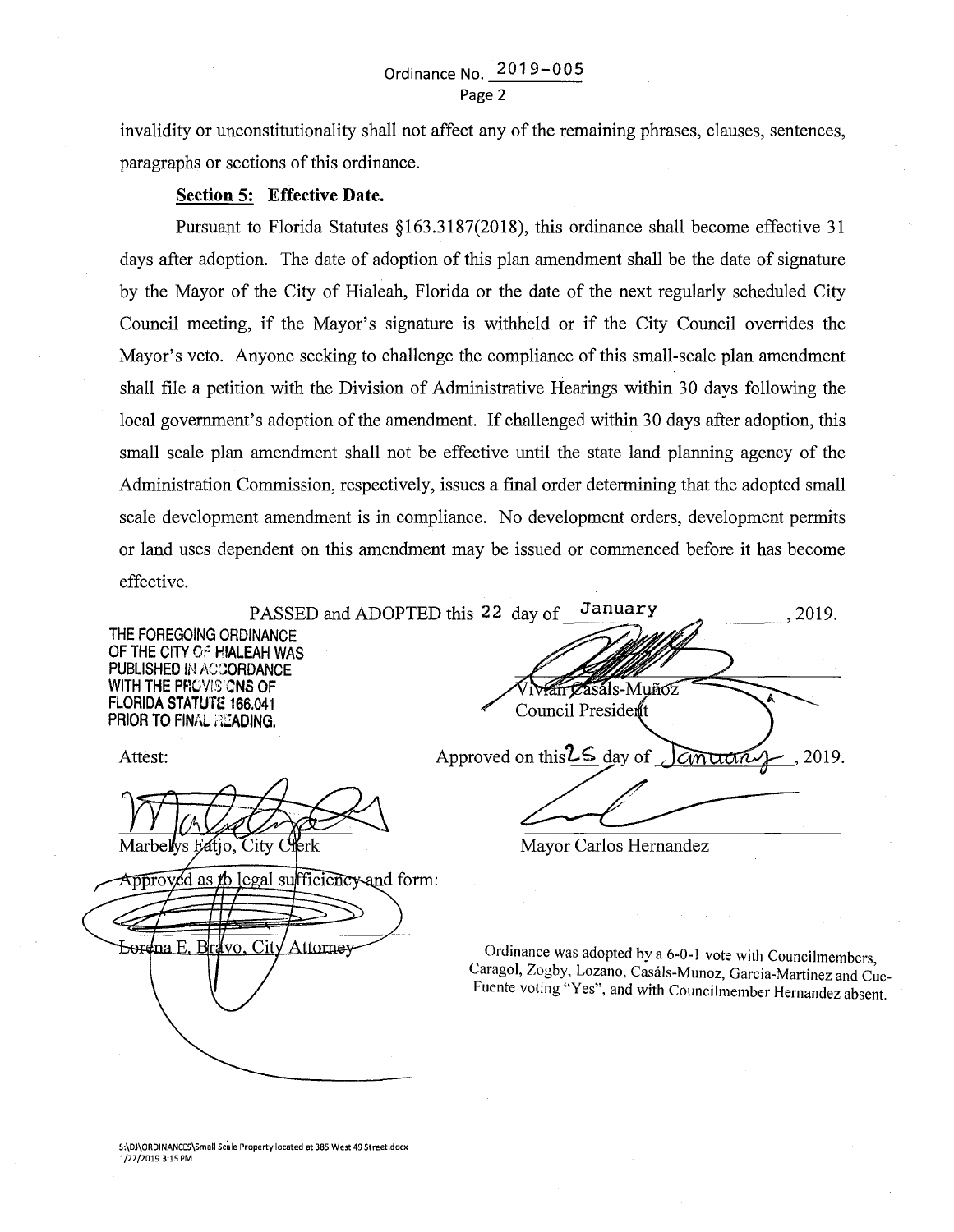Ordinance No. 2019-005

invalidity or unconstitutionality shall not affect any of the remaining phrases, clauses, sentences, paragraphs or sections of this ordinance.

**Section 5: Effective Date.**

Pursuant to Florida Statutes §163.3187(2018), this ordinance shall become effective 31 days after adoption. The date of adoption of this plan amendment shall be the date of signature by the Mayor of the City of Hialeah, Florida or the date of the next regularly scheduled City Council meeting, if the Mayor's signature is withheld or if the City Council overrides the Mayor's veto. Anyone seeking to challenge the compliance of this small-scale plan amendment shall file a petition with the Division of Administrative Hearings within 30 days following the local government's adoption of the amendment. If challenged within 30 days after adoption, this small scale plan amendment shall not be effective until the state land planning agency of the Administration Commission, respectively, issues a final order determining that the adopted small scale development amendment is in compliance. No development orders, development permits or land uses dependent on this amendment may be issued or commenced before it has become effective.

PASSED and ADOPTED this 22 day of January, 2019.

THE FOREGOING ORDINANCE OF THE CITY OF HIALEAH WAS PUBLISHED IN ACCORDANCE WITH THE PROVISIONS OF FLORIDA STATUTE 166.041 PRIOR TO FINAL READING.

Vivian Casáls-Muñoz
Council President

Attest:

Approved on this 25 day of January, 2019.

Marbelys Fatjo, City Clerk

Mayor Carlos Hernandez

Approved as to legal sufficiency and form:

Lorena E. Bravo, City Attorney

Ordinance was adopted by a 6-0-1 vote with Councilmembers, Caragol, Zogby, Lozano, Casáls-Munoz, Garcia-Martinez and Cue-Fuente voting "Yes", and with Councilmember Hernandez absent.

S:\DJ\ORDINANCES\Small Scale Property located at 385 West 49 Street.docx
1/22/2019 3:15 PM